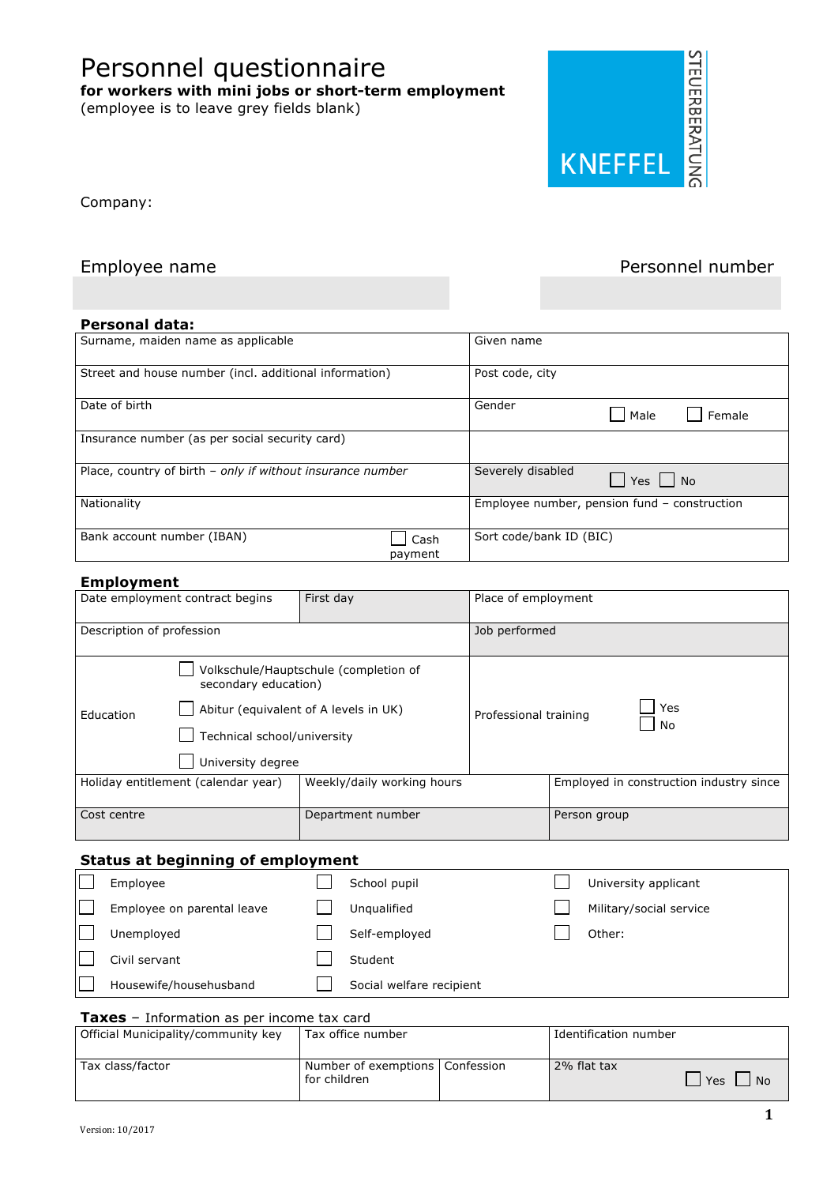# Personnel questionnaire

**for workers with mini jobs or short-term employment**
(employee is to leave grey fields blank)

KNEFFEL STEUERBERATUNG

Company:

| Employee name | Personnel number |
|---|---|
| | |

**Personal data:**

| | |
|---|---|
| Surname, maiden name as applicable | Given name |
| Street and house number (incl. additional information) | Post code, city |
| Date of birth | Gender ☐ Male ☐ Female |
| Insurance number (as per social security card) | |
| Place, country of birth – *only if without insurance number* | Severely disabled ☐ Yes ☐ No |
| Nationality | Employee number, pension fund – construction |
| Bank account number (IBAN) ☐ Cash payment | Sort code/bank ID (BIC) |

**Employment**

| | | | |
|---|---|---|---|
| Date employment contract begins | First day | Place of employment | |
| Description of profession | | Job performed | |
| Education | ☐ Volkschule/Hauptschule (completion of secondary education)<br>☐ Abitur (equivalent of A levels in UK)<br>☐ Technical school/university<br>☐ University degree | Professional training | ☐ Yes<br>☐ No |
| Holiday entitlement (calendar year) | Weekly/daily working hours | | Employed in construction industry since |
| Cost centre | Department number | | Person group |

**Status at beginning of employment**

| | | |
|---|---|---|
| ☐ Employee | ☐ School pupil | ☐ University applicant |
| ☐ Employee on parental leave | ☐ Unqualified | ☐ Military/social service |
| ☐ Unemployed | ☐ Self-employed | ☐ Other: |
| ☐ Civil servant | ☐ Student | |
| ☐ Housewife/househusband | ☐ Social welfare recipient | |

**Taxes** – Information as per income tax card

| | | | |
|---|---|---|---|
| Official Municipality/community key | Tax office number | | Identification number |
| Tax class/factor | Number of exemptions for children | Confession | 2% flat tax ☐ Yes ☐ No |

Version: 10/2017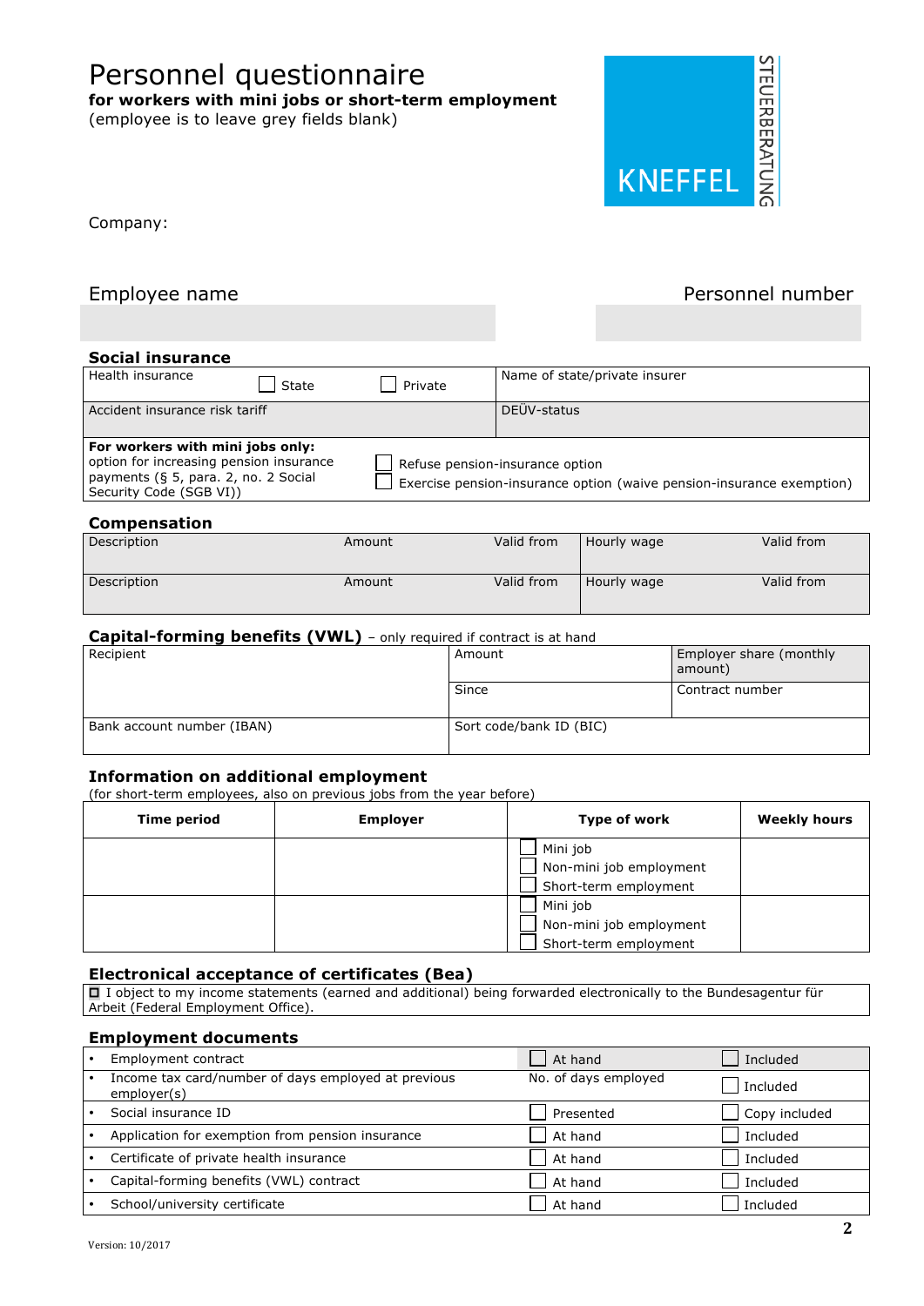# Personnel questionnaire

**for workers with mini jobs or short-term employment**
(employee is to leave grey fields blank)

KNEFFEL STEUERBERATUNG

Company:

| Employee name | Personnel number |
|---|---|
| | |

## Social insurance

| | |
|---|---|
| Health insurance ☐ State ☐ Private | Name of state/private insurer |
| Accident insurance risk tariff | DEÜV-status |
| **For workers with mini jobs only:** option for increasing pension insurance payments (§ 5, para. 2, no. 2 Social Security Code (SGB VI)) | ☐ Refuse pension-insurance option<br>☐ Exercise pension-insurance option (waive pension-insurance exemption) |

## Compensation

| Description | Amount | Valid from | Hourly wage | Valid from |
|---|---|---|---|---|
| | | | | |
| Description | Amount | Valid from | Hourly wage | Valid from |
| | | | | |

## Capital-forming benefits (VWL) – only required if contract is at hand

| | | |
|---|---|---|
| Recipient | Amount | Employer share (monthly amount) |
| | Since | Contract number |
| Bank account number (IBAN) | Sort code/bank ID (BIC) | |

## Information on additional employment

(for short-term employees, also on previous jobs from the year before)

| Time period | Employer | Type of work | Weekly hours |
|---|---|---|---|
| | | ☐ Mini job<br>☐ Non-mini job employment<br>☐ Short-term employment | |
| | | ☐ Mini job<br>☐ Non-mini job employment<br>☐ Short-term employment | |

## Electronical acceptance of certificates (Bea)

☐ I object to my income statements (earned and additional) being forwarded electronically to the Bundesagentur für Arbeit (Federal Employment Office).

## Employment documents

| Document | | |
|---|---|---|
| • Employment contract | ☐ At hand | ☐ Included |
| • Income tax card/number of days employed at previous employer(s) | No. of days employed | ☐ Included |
| • Social insurance ID | ☐ Presented | ☐ Copy included |
| • Application for exemption from pension insurance | ☐ At hand | ☐ Included |
| • Certificate of private health insurance | ☐ At hand | ☐ Included |
| • Capital-forming benefits (VWL) contract | ☐ At hand | ☐ Included |
| • School/university certificate | ☐ At hand | ☐ Included |

Version: 10/2017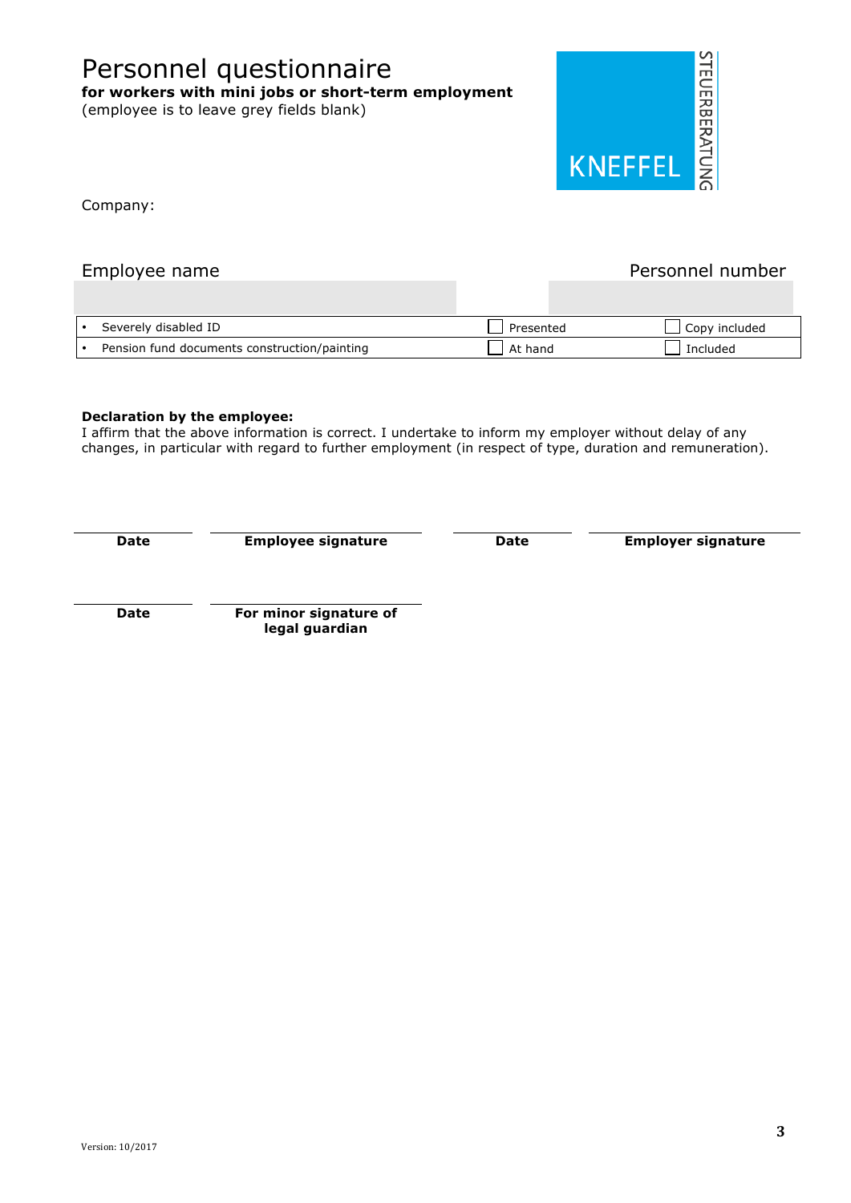# Personnel questionnaire

**for workers with mini jobs or short-term employment**
(employee is to leave grey fields blank)

KNEFFEL STEUERBERATUNG

Company:

| Employee name | | Personnel number |
|---|---|---|
| | | |

| | | |
|---|---|---|
| • Severely disabled ID | ☐ Presented | ☐ Copy included |
| • Pension fund documents construction/painting | ☐ At hand | ☐ Included |

**Declaration by the employee:**
I affirm that the above information is correct. I undertake to inform my employer without delay of any changes, in particular with regard to further employment (in respect of type, duration and remuneration).

| **Date** | **Employee signature** | **Date** | **Employer signature** |
|---|---|---|---|

| **Date** | **For minor signature of legal guardian** |
|---|---|

Version: 10/2017